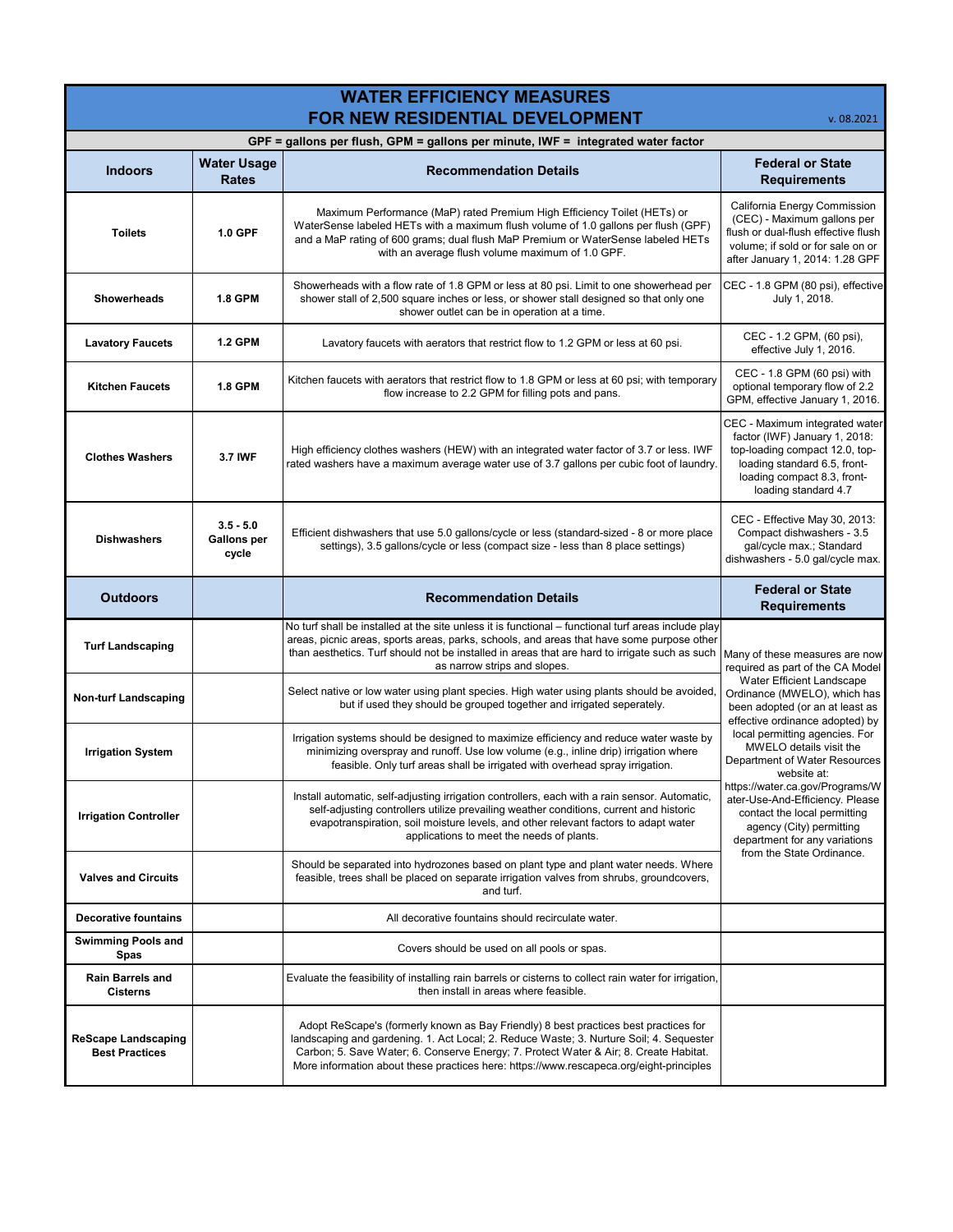# WATER EFFICIENCY MEASURES FOR NEW RESIDENTIAL DEVELOPMENT

v. 08.2021

GPF = gallons per flush, GPM = gallons per minute, IWF = integrated water factor

| Indoors | Water Usage Rates | Recommendation Details | Federal or State Requirements |
|---|---|---|---|
| **Toilets** | **1.0 GPF** | Maximum Performance (MaP) rated Premium High Efficiency Toilet (HETs) or WaterSense labeled HETs with a maximum flush volume of 1.0 gallons per flush (GPF) and a MaP rating of 600 grams; dual flush MaP Premium or WaterSense labeled HETs with an average flush volume maximum of 1.0 GPF. | California Energy Commission (CEC) - Maximum gallons per flush or dual-flush effective flush volume; if sold or for sale on or after January 1, 2014: 1.28 GPF |
| **Showerheads** | **1.8 GPM** | Showerheads with a flow rate of 1.8 GPM or less at 80 psi. Limit to one showerhead per shower stall of 2,500 square inches or less, or shower stall designed so that only one shower outlet can be in operation at a time. | CEC - 1.8 GPM (80 psi), effective July 1, 2018. |
| **Lavatory Faucets** | **1.2 GPM** | Lavatory faucets with aerators that restrict flow to 1.2 GPM or less at 60 psi. | CEC - 1.2 GPM, (60 psi), effective July 1, 2016. |
| **Kitchen Faucets** | **1.8 GPM** | Kitchen faucets with aerators that restrict flow to 1.8 GPM or less at 60 psi; with temporary flow increase to 2.2 GPM for filling pots and pans. | CEC - 1.8 GPM (60 psi) with optional temporary flow of 2.2 GPM, effective January 1, 2016. |
| **Clothes Washers** | **3.7 IWF** | High efficiency clothes washers (HEW) with an integrated water factor of 3.7 or less. IWF rated washers have a maximum average water use of 3.7 gallons per cubic foot of laundry. | CEC - Maximum integrated water factor (IWF) January 1, 2018: top-loading compact 12.0, top-loading standard 6.5, front-loading compact 8.3, front-loading standard 4.7 |
| **Dishwashers** | **3.5 - 5.0 Gallons per cycle** | Efficient dishwashers that use 5.0 gallons/cycle or less (standard-sized - 8 or more place settings), 3.5 gallons/cycle or less (compact size - less than 8 place settings) | CEC - Effective May 30, 2013: Compact dishwashers - 3.5 gal/cycle max.; Standard dishwashers - 5.0 gal/cycle max. |
| **Outdoors** | | **Recommendation Details** | **Federal or State Requirements** |
| **Turf Landscaping** | | No turf shall be installed at the site unless it is functional – functional turf areas include play areas, picnic areas, sports areas, parks, schools, and areas that have some purpose other than aesthetics. Turf should not be installed in areas that are hard to irrigate such as such as narrow strips and slopes. | Many of these measures are now required as part of the CA Model Water Efficient Landscape Ordinance (MWELO), which has been adopted (or an at least as effective ordinance adopted) by local permitting agencies. For MWELO details visit the Department of Water Resources website at: https://water.ca.gov/Programs/Water-Use-And-Efficiency. Please contact the local permitting agency (City) permitting department for any variations from the State Ordinance. |
| **Non-turf Landscaping** | | Select native or low water using plant species. High water using plants should be avoided, but if used they should be grouped together and irrigated seperately. | |
| **Irrigation System** | | Irrigation systems should be designed to maximize efficiency and reduce water waste by minimizing overspray and runoff. Use low volume (e.g., inline drip) irrigation where feasible. Only turf areas shall be irrigated with overhead spray irrigation. | |
| **Irrigation Controller** | | Install automatic, self-adjusting irrigation controllers, each with a rain sensor. Automatic, self-adjusting controllers utilize prevailing weather conditions, current and historic evapotranspiration, soil moisture levels, and other relevant factors to adapt water applications to meet the needs of plants. | |
| **Valves and Circuits** | | Should be separated into hydrozones based on plant type and plant water needs. Where feasible, trees shall be placed on separate irrigation valves from shrubs, groundcovers, and turf. | |
| **Decorative fountains** | | All decorative fountains should recirculate water. | |
| **Swimming Pools and Spas** | | Covers should be used on all pools or spas. | |
| **Rain Barrels and Cisterns** | | Evaluate the feasibility of installing rain barrels or cisterns to collect rain water for irrigation, then install in areas where feasible. | |
| **ReScape Landscaping Best Practices** | | Adopt ReScape's (formerly known as Bay Friendly) 8 best practices best practices for landscaping and gardening. 1. Act Local; 2. Reduce Waste; 3. Nurture Soil; 4. Sequester Carbon; 5. Save Water; 6. Conserve Energy; 7. Protect Water & Air; 8. Create Habitat. More information about these practices here: https://www.rescapeca.org/eight-principles | |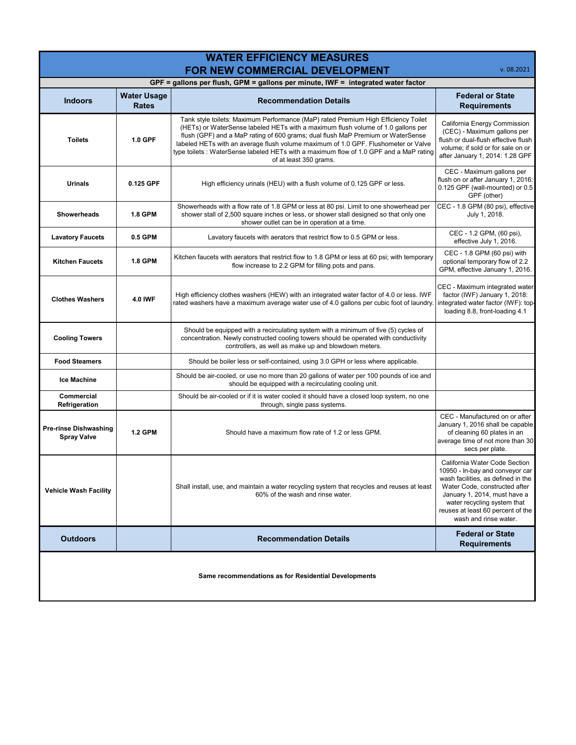# WATER EFFICIENCY MEASURES FOR NEW COMMERCIAL DEVELOPMENT

v. 08.2021

**GPF = gallons per flush, GPM = gallons per minute, IWF = integrated water factor**

| Indoors | Water Usage Rates | Recommendation Details | Federal or State Requirements |
|---|---|---|---|
| **Toilets** | **1.0 GPF** | Tank style toilets: Maximum Performance (MaP) rated Premium High Efficiency Toilet (HETs) or WaterSense labeled HETs with a maximum flush volume of 1.0 gallons per flush (GPF) and a MaP rating of 600 grams; dual flush MaP Premium or WaterSense labeled HETs with an average flush volume maximum of 1.0 GPF. Flushometer or Valve type toilets : WaterSense labeled HETs with a maximum flow of 1.0 GPF and a MaP rating of at least 350 grams. | California Energy Commission (CEC) - Maximum gallons per flush or dual-flush effective flush volume; if sold or for sale on or after January 1, 2014: 1.28 GPF |
| **Urinals** | **0.125 GPF** | High efficiency urinals (HEU) with a flush volume of 0.125 GPF or less. | CEC - Maximum gallons per flush on or after January 1, 2016: 0.125 GPF (wall-mounted) or 0.5 GPF (other) |
| **Showerheads** | **1.8 GPM** | Showerheads with a flow rate of 1.8 GPM or less at 80 psi. Limit to one showerhead per shower stall of 2,500 square inches or less, or shower stall designed so that only one shower outlet can be in operation at a time. | CEC - 1.8 GPM (80 psi), effective July 1, 2018. |
| **Lavatory Faucets** | **0.5 GPM** | Lavatory faucets with aerators that restrict flow to 0.5 GPM or less. | CEC - 1.2 GPM, (60 psi), effective July 1, 2016. |
| **Kitchen Faucets** | **1.8 GPM** | Kitchen faucets with aerators that restrict flow to 1.8 GPM or less at 60 psi; with temporary flow increase to 2.2 GPM for filling pots and pans. | CEC - 1.8 GPM (60 psi) with optional temporary flow of 2.2 GPM, effective January 1, 2016. |
| **Clothes Washers** | **4.0 IWF** | High efficiency clothes washers (HEW) with an integrated water factor of 4.0 or less. IWF rated washers have a maximum average water use of 4.0 gallons per cubic foot of laundry. | CEC - Maximum integrated water factor (IWF) January 1, 2018: integrated water factor (IWF): top-loading 8.8, front-loading 4.1 |
| **Cooling Towers** | | Should be equipped with a recirculating system with a minimum of five (5) cycles of concentration. Newly constructed cooling towers should be operated with conductivity controllers, as well as make up and blowdown meters. | |
| **Food Steamers** | | Should be boiler less or self-contained, using 3.0 GPH or less where applicable. | |
| **Ice Machine** | | Should be air-cooled, or use no more than 20 gallons of water per 100 pounds of ice and should be equipped with a recirculating cooling unit. | |
| **Commercial Refrigeration** | | Should be air-cooled or if it is water cooled it should have a closed loop system, no one through, single pass systems. | |
| **Pre-rinse Dishwashing Spray Valve** | **1.2 GPM** | Should have a maximum flow rate of 1.2 or less GPM. | CEC - Manufactured on or after January 1, 2016 shall be capable of cleaning 60 plates in an average time of not more than 30 secs per plate. |
| **Vehicle Wash Facility** | | Shall install, use, and maintain a water recycling system that recycles and reuses at least 60% of the wash and rinse water. | California Water Code Section 10950 - In-bay and conveyor car wash facilities, as defined in the Water Code, constructed after January 1, 2014, must have a water recycling system that reuses at least 60 percent of the wash and rinse water. |
| **Outdoors** | | **Recommendation Details** | **Federal or State Requirements** |
| | | **Same recommendations as for Residential Developments** | |